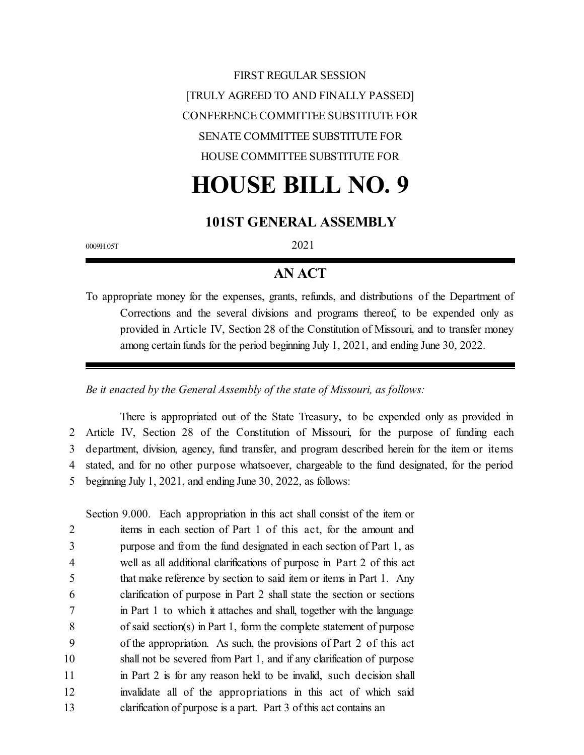FIRST REGULAR SESSION

[TRULY AGREED TO AND FINALLY PASSED]

CONFERENCE COMMITTEE SUBSTITUTE FOR

SENATE COMMITTEE SUBSTITUTE FOR

HOUSE COMMITTEE SUBSTITUTE FOR

# HOUSE BILL NO. 9

## 101ST GENERAL ASSEMBLY

0009H.05T

2021

## AN ACT

To appropriate money for the expenses, grants, refunds, and distributions of the Department of Corrections and the several divisions and programs thereof, to be expended only as provided in Article IV, Section 28 of the Constitution of Missouri, and to transfer money among certain funds for the period beginning July 1, 2021, and ending June 30, 2022.

*Be it enacted by the General Assembly of the state of Missouri, as follows:*

There is appropriated out of the State Treasury, to be expended only as provided in Article IV, Section 28 of the Constitution of Missouri, for the purpose of funding each department, division, agency, fund transfer, and program described herein for the item or items stated, and for no other purpose whatsoever, chargeable to the fund designated, for the period beginning July 1, 2021, and ending June 30, 2022, as follows:

Section 9.000. Each appropriation in this act shall consist of the item or items in each section of Part 1 of this act, for the amount and purpose and from the fund designated in each section of Part 1, as well as all additional clarifications of purpose in Part 2 of this act that make reference by section to said item or items in Part 1. Any clarification of purpose in Part 2 shall state the section or sections in Part 1 to which it attaches and shall, together with the language of said section(s) in Part 1, form the complete statement of purpose of the appropriation. As such, the provisions of Part 2 of this act shall not be severed from Part 1, and if any clarification of purpose in Part 2 is for any reason held to be invalid, such decision shall invalidate all of the appropriations in this act of which said clarification of purpose is a part. Part 3 of this act contains an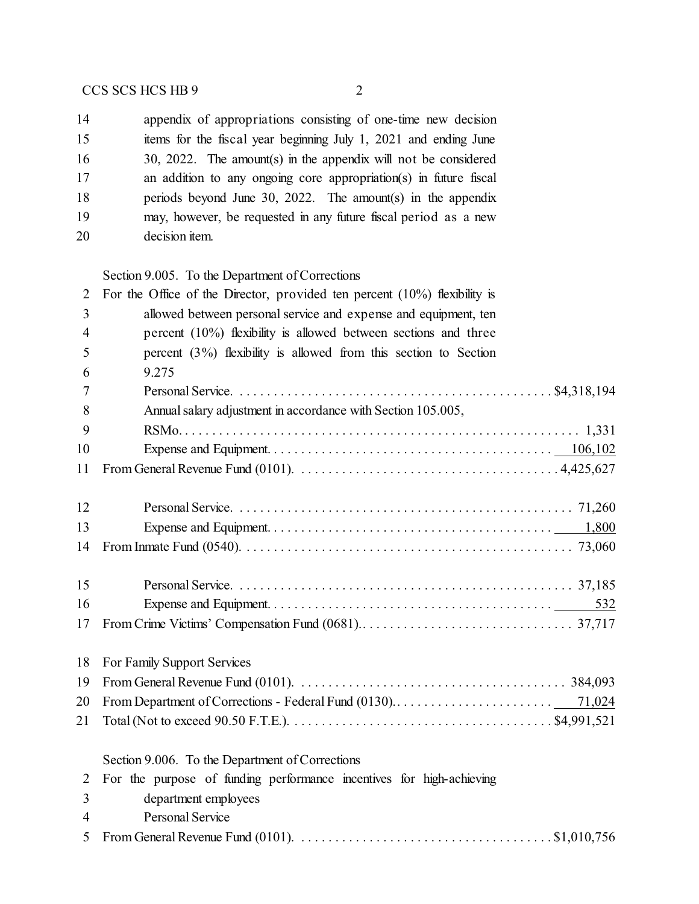appendix of appropriations consisting of one-time new decision items for the fiscal year beginning July 1, 2021 and ending June 30, 2022. The amount(s) in the appendix will not be considered an addition to any ongoing core appropriation(s) in future fiscal periods beyond June 30, 2022. The amount(s) in the appendix may, however, be requested in any future fiscal period as a new decision item.

Section 9.005. To the Department of Corrections

For the Office of the Director, provided ten percent (10%) flexibility is allowed between personal service and expense and equipment, ten percent (10%) flexibility is allowed between sections and three percent (3%) flexibility is allowed from this section to Section 9.275

| | |
|---|---|
| Personal Service | $4,318,194 |
| Annual salary adjustment in accordance with Section 105.005, RSMo | 1,331 |
| Expense and Equipment | 106,102 |
| From General Revenue Fund (0101) | 4,425,627 |
| | |
| Personal Service | 71,260 |
| Expense and Equipment | 1,800 |
| From Inmate Fund (0540) | 73,060 |
| | |
| Personal Service | 37,185 |
| Expense and Equipment | 532 |
| From Crime Victims' Compensation Fund (0681) | 37,717 |

For Family Support Services

| | |
|---|---|
| From General Revenue Fund (0101) | 384,093 |
| From Department of Corrections - Federal Fund (0130) | 71,024 |
| Total (Not to exceed 90.50 F.T.E.) | $4,991,521 |

Section 9.006. To the Department of Corrections

For the purpose of funding performance incentives for high-achieving department employees

Personal Service

| | |
|---|---|
| From General Revenue Fund (0101) | $1,010,756 |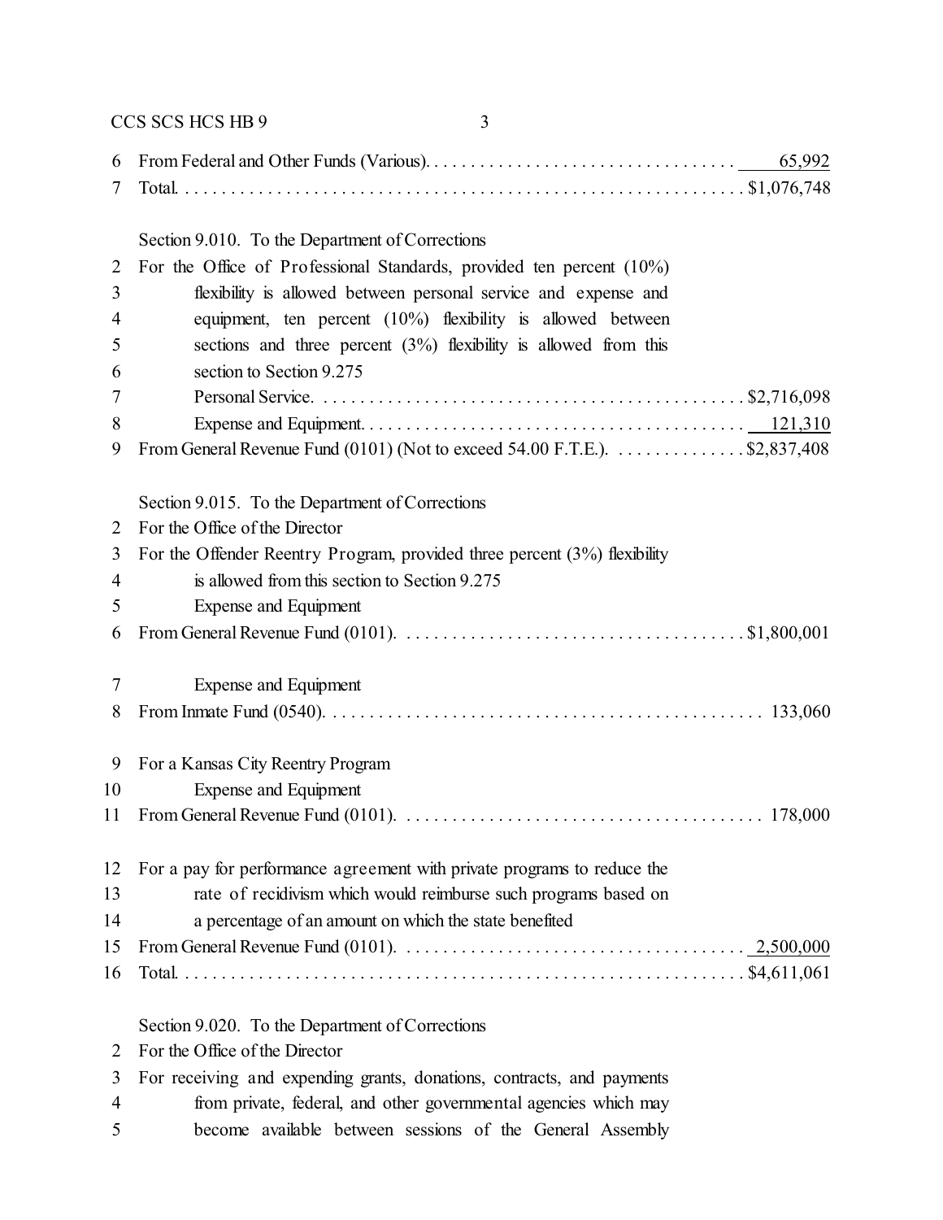6 From Federal and Other Funds (Various). . . . . . . . . . . . . . . . . . . . . . . . . . . . . . . . . 65,992
7 Total. . . . . . . . . . . . . . . . . . . . . . . . . . . . . . . . . . . . . . . . . . . . . . . . . . . . . . . . . . . $1,076,748

Section 9.010. To the Department of Corrections
2 For the Office of Professional Standards, provided ten percent (10%)
3 flexibility is allowed between personal service and expense and
4 equipment, ten percent (10%) flexibility is allowed between
5 sections and three percent (3%) flexibility is allowed from this
6 section to Section 9.275
7 Personal Service. . . . . . . . . . . . . . . . . . . . . . . . . . . . . . . . . . . . . . . . . . . . . $2,716,098
8 Expense and Equipment. . . . . . . . . . . . . . . . . . . . . . . . . . . . . . . . . . . . . . . . 121,310
9 From General Revenue Fund (0101) (Not to exceed 54.00 F.T.E.). . . . . . . . . . . . . . $2,837,408

Section 9.015. To the Department of Corrections
2 For the Office of the Director
3 For the Offender Reentry Program, provided three percent (3%) flexibility
4 is allowed from this section to Section 9.275
5 Expense and Equipment
6 From General Revenue Fund (0101). . . . . . . . . . . . . . . . . . . . . . . . . . . . . . . . . . . . $1,800,001

7 Expense and Equipment
8 From Inmate Fund (0540). . . . . . . . . . . . . . . . . . . . . . . . . . . . . . . . . . . . . . . . . . . . . 133,060

9 For a Kansas City Reentry Program
10 Expense and Equipment
11 From General Revenue Fund (0101). . . . . . . . . . . . . . . . . . . . . . . . . . . . . . . . . . . . . . 178,000

12 For a pay for performance agreement with private programs to reduce the
13 rate of recidivism which would reimburse such programs based on
14 a percentage of an amount on which the state benefited
15 From General Revenue Fund (0101). . . . . . . . . . . . . . . . . . . . . . . . . . . . . . . . . . . . 2,500,000
16 Total. . . . . . . . . . . . . . . . . . . . . . . . . . . . . . . . . . . . . . . . . . . . . . . . . . . . . . . . . . . $4,611,061

Section 9.020. To the Department of Corrections
2 For the Office of the Director
3 For receiving and expending grants, donations, contracts, and payments
4 from private, federal, and other governmental agencies which may
5 become available between sessions of the General Assembly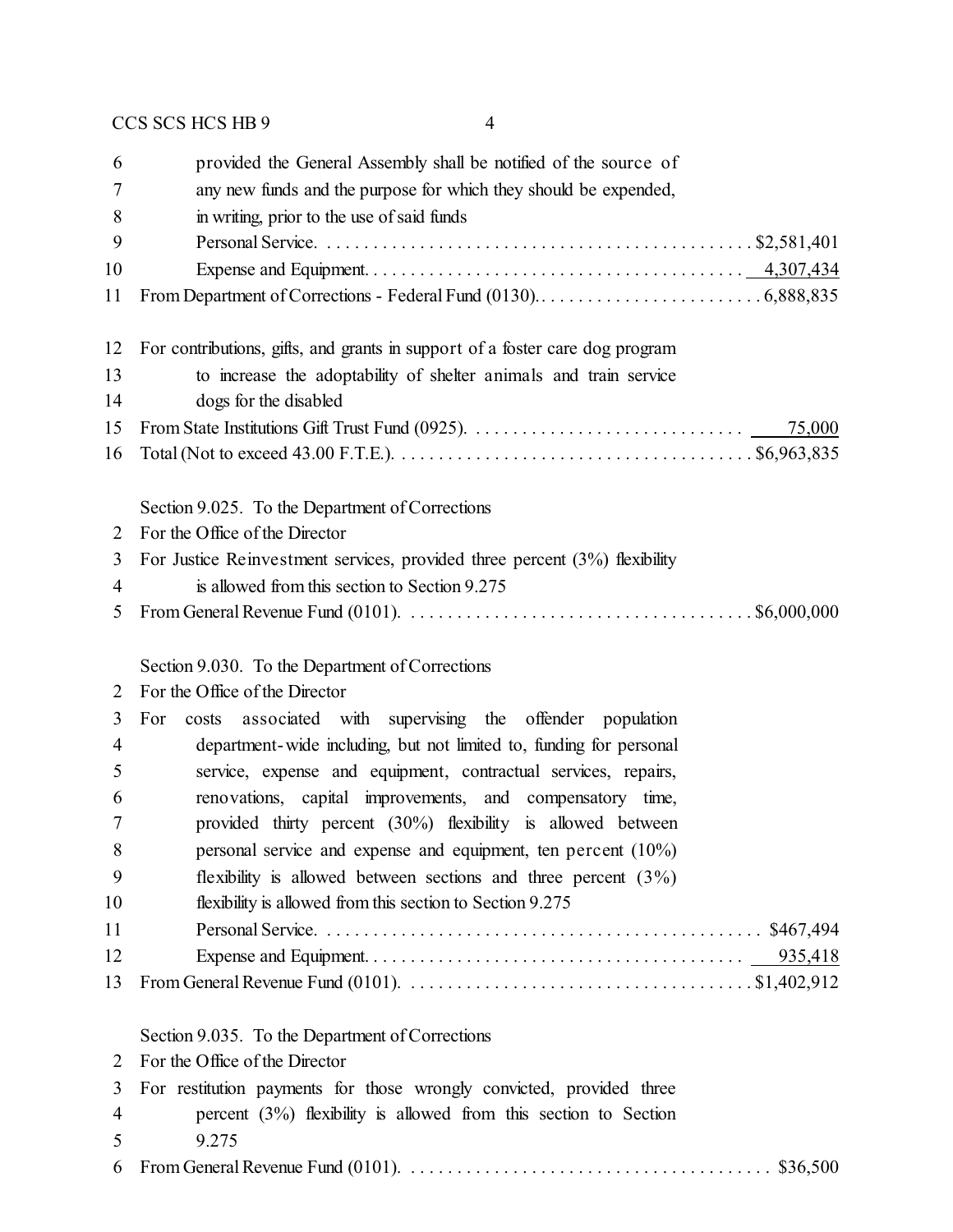6 provided the General Assembly shall be notified of the source of
7 any new funds and the purpose for which they should be expended,
8 in writing, prior to the use of said funds
9 Personal Service. . . . . . . . . . . . . . . . . . . . . . . . . . . . . . . . . . . . . . . . . . . . . . $2,581,401
10 Expense and Equipment. . . . . . . . . . . . . . . . . . . . . . . . . . . . . . . . . . . . . . . . 4,307,434
11 From Department of Corrections - Federal Fund (0130). . . . . . . . . . . . . . . . . . . . . . . . . 6,888,835

12 For contributions, gifts, and grants in support of a foster care dog program
13 to increase the adoptability of shelter animals and train service
14 dogs for the disabled
15 From State Institutions Gift Trust Fund (0925). . . . . . . . . . . . . . . . . . . . . . . . . . . . . 75,000
16 Total (Not to exceed 43.00 F.T.E.). . . . . . . . . . . . . . . . . . . . . . . . . . . . . . . . . . . . . $6,963,835

Section 9.025. To the Department of Corrections
2 For the Office of the Director
3 For Justice Reinvestment services, provided three percent (3%) flexibility
4 is allowed from this section to Section 9.275
5 From General Revenue Fund (0101). . . . . . . . . . . . . . . . . . . . . . . . . . . . . . . . . . . . $6,000,000

Section 9.030. To the Department of Corrections
2 For the Office of the Director
3 For costs associated with supervising the offender population
4 department-wide including, but not limited to, funding for personal
5 service, expense and equipment, contractual services, repairs,
6 renovations, capital improvements, and compensatory time,
7 provided thirty percent (30%) flexibility is allowed between
8 personal service and expense and equipment, ten percent (10%)
9 flexibility is allowed between sections and three percent (3%)
10 flexibility is allowed from this section to Section 9.275
11 Personal Service. . . . . . . . . . . . . . . . . . . . . . . . . . . . . . . . . . . . . . . . . . . . . . $467,494
12 Expense and Equipment. . . . . . . . . . . . . . . . . . . . . . . . . . . . . . . . . . . . . . . . 935,418
13 From General Revenue Fund (0101). . . . . . . . . . . . . . . . . . . . . . . . . . . . . . . . . . . $1,402,912

Section 9.035. To the Department of Corrections
2 For the Office of the Director
3 For restitution payments for those wrongly convicted, provided three
4 percent (3%) flexibility is allowed from this section to Section
5 9.275
6 From General Revenue Fund (0101). . . . . . . . . . . . . . . . . . . . . . . . . . . . . . . . . . . . . $36,500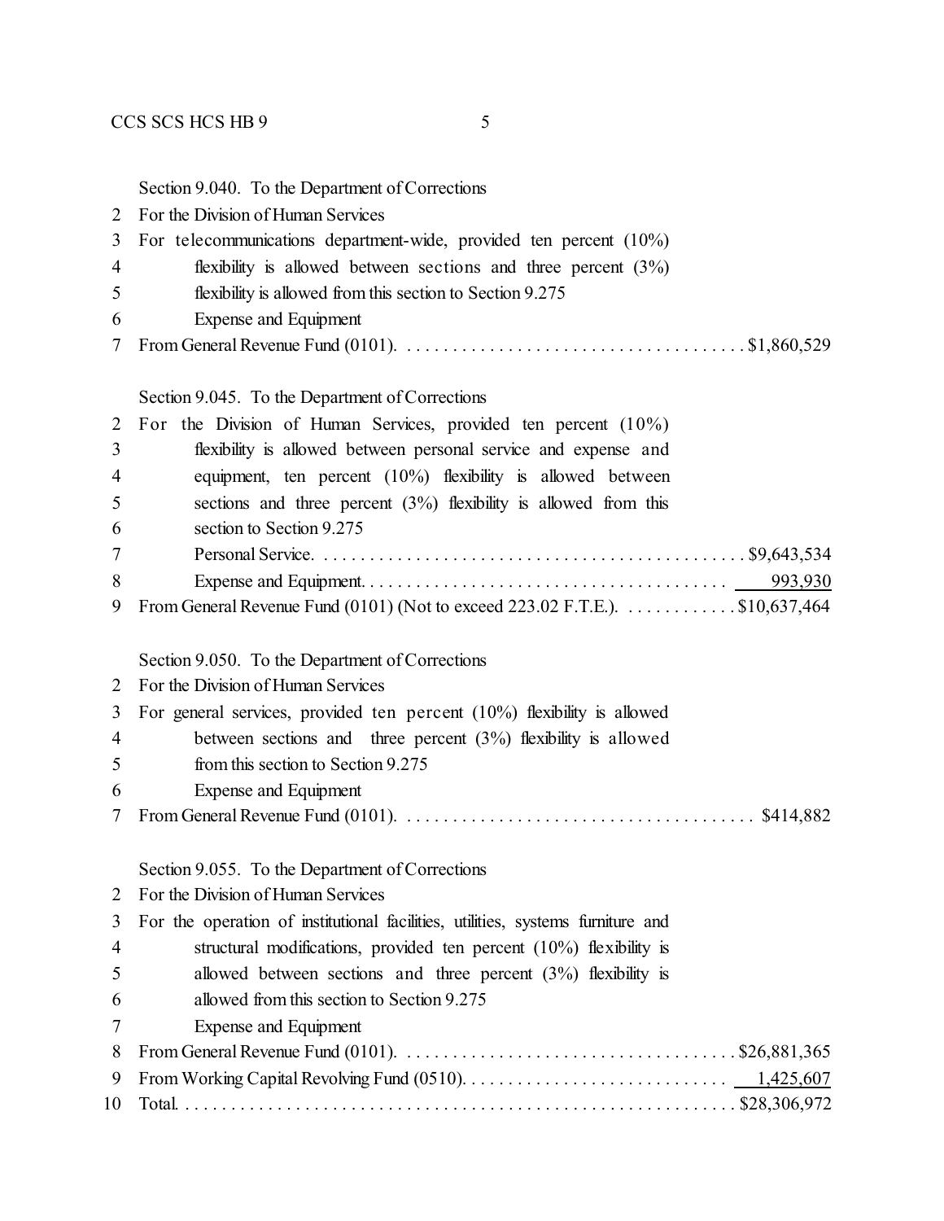Section 9.040. To the Department of Corrections
2 For the Division of Human Services
3 For telecommunications department-wide, provided ten percent (10%)
4 flexibility is allowed between sections and three percent (3%)
5 flexibility is allowed from this section to Section 9.275
6 Expense and Equipment
7 From General Revenue Fund (0101). . . . . . . . . . . . . . . . . . . . . . . . . . . . . . . . . . . . . . $1,860,529

Section 9.045. To the Department of Corrections
2 For the Division of Human Services, provided ten percent (10%)
3 flexibility is allowed between personal service and expense and
4 equipment, ten percent (10%) flexibility is allowed between
5 sections and three percent (3%) flexibility is allowed from this
6 section to Section 9.275
7 Personal Service. . . . . . . . . . . . . . . . . . . . . . . . . . . . . . . . . . . . . . . . . . . . . . $9,643,534
8 Expense and Equipment. . . . . . . . . . . . . . . . . . . . . . . . . . . . . . . . . . . . . . . 993,930
9 From General Revenue Fund (0101) (Not to exceed 223.02 F.T.E.). . . . . . . . . . . . . $10,637,464

Section 9.050. To the Department of Corrections
2 For the Division of Human Services
3 For general services, provided ten percent (10%) flexibility is allowed
4 between sections and three percent (3%) flexibility is allowed
5 from this section to Section 9.275
6 Expense and Equipment
7 From General Revenue Fund (0101). . . . . . . . . . . . . . . . . . . . . . . . . . . . . . . . . . . . . . $414,882

Section 9.055. To the Department of Corrections
2 For the Division of Human Services
3 For the operation of institutional facilities, utilities, systems furniture and
4 structural modifications, provided ten percent (10%) flexibility is
5 allowed between sections and three percent (3%) flexibility is
6 allowed from this section to Section 9.275
7 Expense and Equipment
8 From General Revenue Fund (0101). . . . . . . . . . . . . . . . . . . . . . . . . . . . . . . . . . . . $26,881,365
9 From Working Capital Revolving Fund (0510). . . . . . . . . . . . . . . . . . . . . . . . . . . . 1,425,607
10 Total. . . . . . . . . . . . . . . . . . . . . . . . . . . . . . . . . . . . . . . . . . . . . . . . . . . . . . . . . . $28,306,972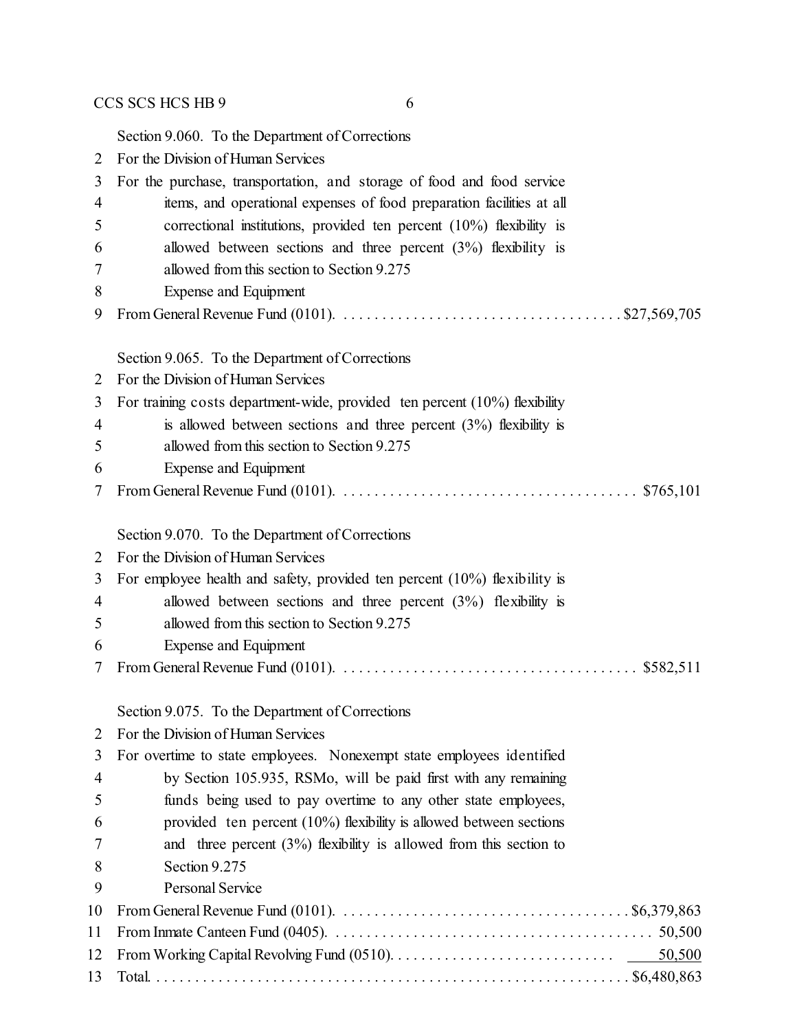Section 9.060. To the Department of Corrections
2 For the Division of Human Services
3 For the purchase, transportation, and storage of food and food service
4 items, and operational expenses of food preparation facilities at all
5 correctional institutions, provided ten percent (10%) flexibility is
6 allowed between sections and three percent (3%) flexibility is
7 allowed from this section to Section 9.275
8 Expense and Equipment
9 From General Revenue Fund (0101). . . . . . . . . . . . . . . . . . . . . . . . . . . . . . . . . . . . $27,569,705

Section 9.065. To the Department of Corrections
2 For the Division of Human Services
3 For training costs department-wide, provided ten percent (10%) flexibility
4 is allowed between sections and three percent (3%) flexibility is
5 allowed from this section to Section 9.275
6 Expense and Equipment
7 From General Revenue Fund (0101). . . . . . . . . . . . . . . . . . . . . . . . . . . . . . . . . . . . . . $765,101

Section 9.070. To the Department of Corrections
2 For the Division of Human Services
3 For employee health and safety, provided ten percent (10%) flexibility is
4 allowed between sections and three percent (3%) flexibility is
5 allowed from this section to Section 9.275
6 Expense and Equipment
7 From General Revenue Fund (0101). . . . . . . . . . . . . . . . . . . . . . . . . . . . . . . . . . . . . $582,511

Section 9.075. To the Department of Corrections
2 For the Division of Human Services
3 For overtime to state employees. Nonexempt state employees identified
4 by Section 105.935, RSMo, will be paid first with any remaining
5 funds being used to pay overtime to any other state employees,
6 provided ten percent (10%) flexibility is allowed between sections
7 and three percent (3%) flexibility is allowed from this section to
8 Section 9.275
9 Personal Service
10 From General Revenue Fund (0101). . . . . . . . . . . . . . . . . . . . . . . . . . . . . . . . . . . . . $6,379,863
11 From Inmate Canteen Fund (0405). . . . . . . . . . . . . . . . . . . . . . . . . . . . . . . . . . . . . . . . . 50,500
12 From Working Capital Revolving Fund (0510). . . . . . . . . . . . . . . . . . . . . . . . . . . . . 50,500
13 Total. . . . . . . . . . . . . . . . . . . . . . . . . . . . . . . . . . . . . . . . . . . . . . . . . . . . . . . . . . . . . . . $6,480,863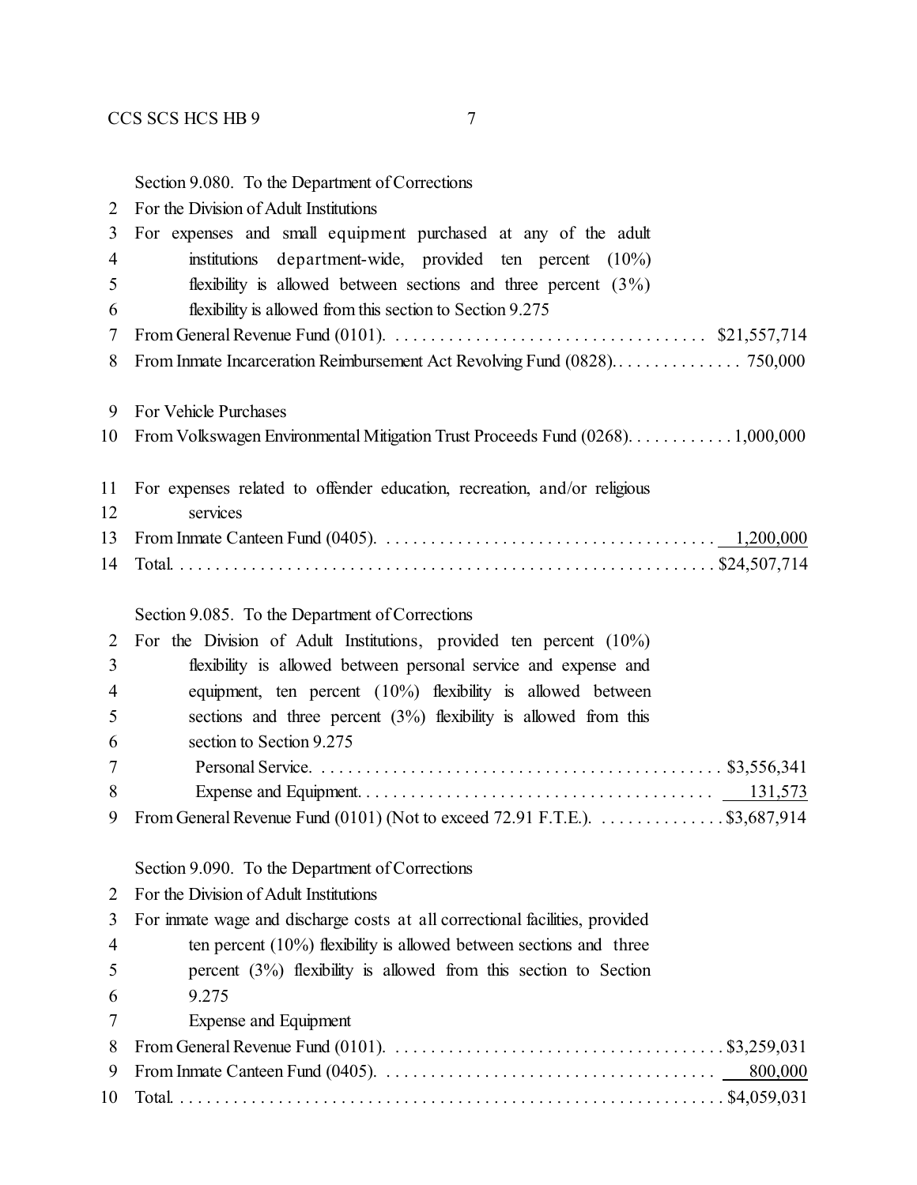Section 9.080. To the Department of Corrections

For the Division of Adult Institutions

For expenses and small equipment purchased at any of the adult institutions department-wide, provided ten percent (10%) flexibility is allowed between sections and three percent (3%) flexibility is allowed from this section to Section 9.275

From General Revenue Fund (0101). . . . . . . . . . . . . . . . . . . . . . . . . . . . . . . . . . . $21,557,714

From Inmate Incarceration Reimbursement Act Revolving Fund (0828). . . . . . . . . . . . . . . 750,000

For Vehicle Purchases

From Volkswagen Environmental Mitigation Trust Proceeds Fund (0268). . . . . . . . . . . . 1,000,000

For expenses related to offender education, recreation, and/or religious services

From Inmate Canteen Fund (0405). . . . . . . . . . . . . . . . . . . . . . . . . . . . . . . . . . . . . 1,200,000

Total. . . . . . . . . . . . . . . . . . . . . . . . . . . . . . . . . . . . . . . . . . . . . . . . . . . . . . . . . $24,507,714

Section 9.085. To the Department of Corrections

For the Division of Adult Institutions, provided ten percent (10%) flexibility is allowed between personal service and expense and equipment, ten percent (10%) flexibility is allowed between sections and three percent (3%) flexibility is allowed from this section to Section 9.275

Personal Service. . . . . . . . . . . . . . . . . . . . . . . . . . . . . . . . . . . . . . . . . . . . . $3,556,341

Expense and Equipment. . . . . . . . . . . . . . . . . . . . . . . . . . . . . . . . . . . . . . . 131,573

From General Revenue Fund (0101) (Not to exceed 72.91 F.T.E.). . . . . . . . . . . . . . $3,687,914

Section 9.090. To the Department of Corrections

For the Division of Adult Institutions

For inmate wage and discharge costs at all correctional facilities, provided ten percent (10%) flexibility is allowed between sections and three percent (3%) flexibility is allowed from this section to Section 9.275

Expense and Equipment

From General Revenue Fund (0101). . . . . . . . . . . . . . . . . . . . . . . . . . . . . . . . . . . . $3,259,031

From Inmate Canteen Fund (0405). . . . . . . . . . . . . . . . . . . . . . . . . . . . . . . . . . . . . 800,000

Total. . . . . . . . . . . . . . . . . . . . . . . . . . . . . . . . . . . . . . . . . . . . . . . . . . . . . . . . . $4,059,031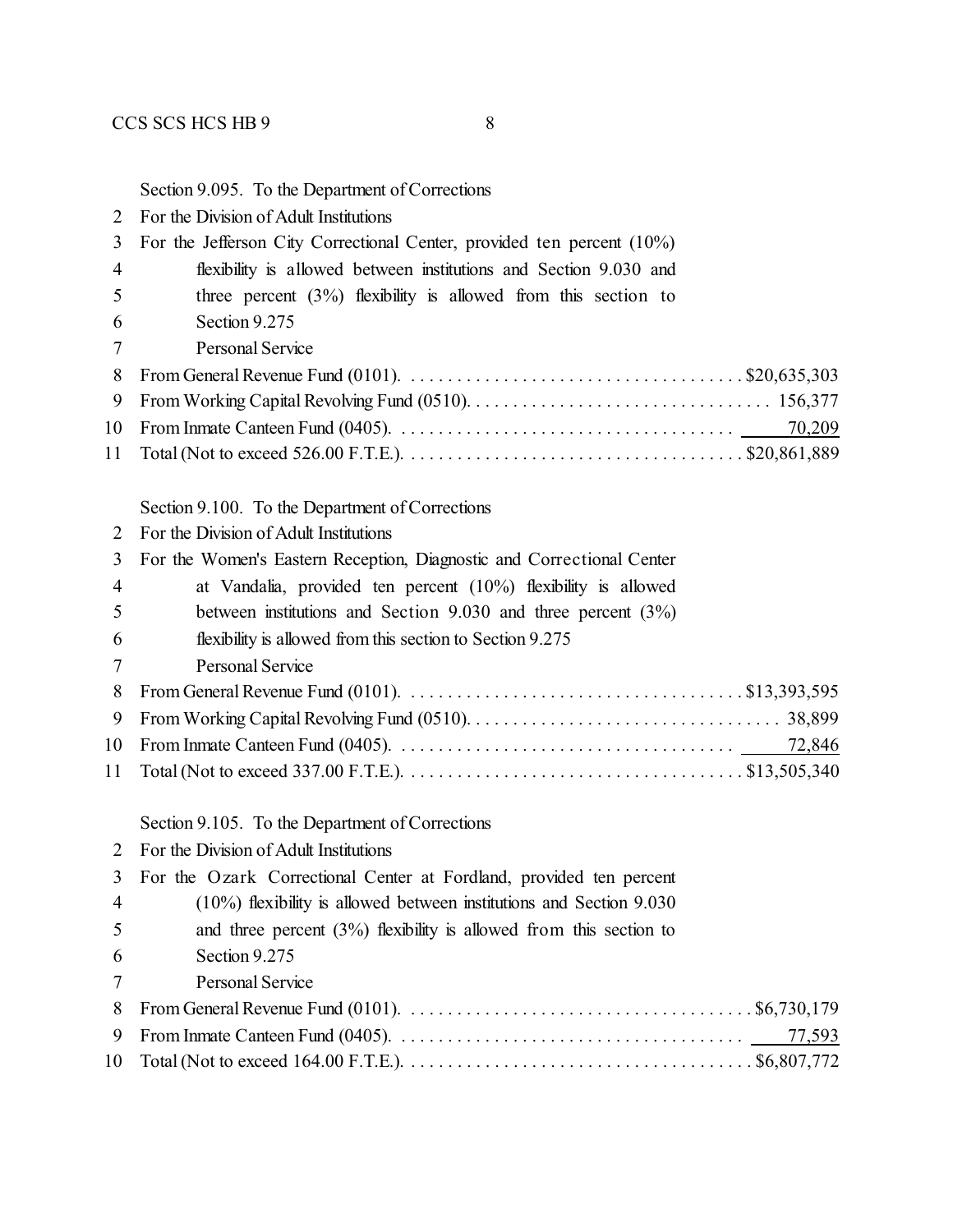Section 9.095. To the Department of Corrections

2 For the Division of Adult Institutions

3 For the Jefferson City Correctional Center, provided ten percent (10%)

4 flexibility is allowed between institutions and Section 9.030 and

5 three percent (3%) flexibility is allowed from this section to

6 Section 9.275

7 Personal Service

8 From General Revenue Fund (0101). . . . . . . . . . . . . . . . . . . . . . . . . . . . . . . . . . . . $20,635,303

9 From Working Capital Revolving Fund (0510). . . . . . . . . . . . . . . . . . . . . . . . . . . . . . . . 156,377

10 From Inmate Canteen Fund (0405). . . . . . . . . . . . . . . . . . . . . . . . . . . . . . . . . . . 70,209

11 Total (Not to exceed 526.00 F.T.E.). . . . . . . . . . . . . . . . . . . . . . . . . . . . . . . . . . . . $20,861,889

Section 9.100. To the Department of Corrections

2 For the Division of Adult Institutions

3 For the Women's Eastern Reception, Diagnostic and Correctional Center

4 at Vandalia, provided ten percent (10%) flexibility is allowed

5 between institutions and Section 9.030 and three percent (3%)

6 flexibility is allowed from this section to Section 9.275

7 Personal Service

8 From General Revenue Fund (0101). . . . . . . . . . . . . . . . . . . . . . . . . . . . . . . . . . . . $13,393,595

9 From Working Capital Revolving Fund (0510). . . . . . . . . . . . . . . . . . . . . . . . . . . . . . . . . 38,899

10 From Inmate Canteen Fund (0405). . . . . . . . . . . . . . . . . . . . . . . . . . . . . . . . . . . 72,846

11 Total (Not to exceed 337.00 F.T.E.). . . . . . . . . . . . . . . . . . . . . . . . . . . . . . . . . . . . $13,505,340

Section 9.105. To the Department of Corrections

2 For the Division of Adult Institutions

3 For the Ozark Correctional Center at Fordland, provided ten percent

4 (10%) flexibility is allowed between institutions and Section 9.030

5 and three percent (3%) flexibility is allowed from this section to

6 Section 9.275

7 Personal Service

8 From General Revenue Fund (0101). . . . . . . . . . . . . . . . . . . . . . . . . . . . . . . . . . . . $6,730,179

9 From Inmate Canteen Fund (0405). . . . . . . . . . . . . . . . . . . . . . . . . . . . . . . . . . . . 77,593

10 Total (Not to exceed 164.00 F.T.E.). . . . . . . . . . . . . . . . . . . . . . . . . . . . . . . . . . . . $6,807,772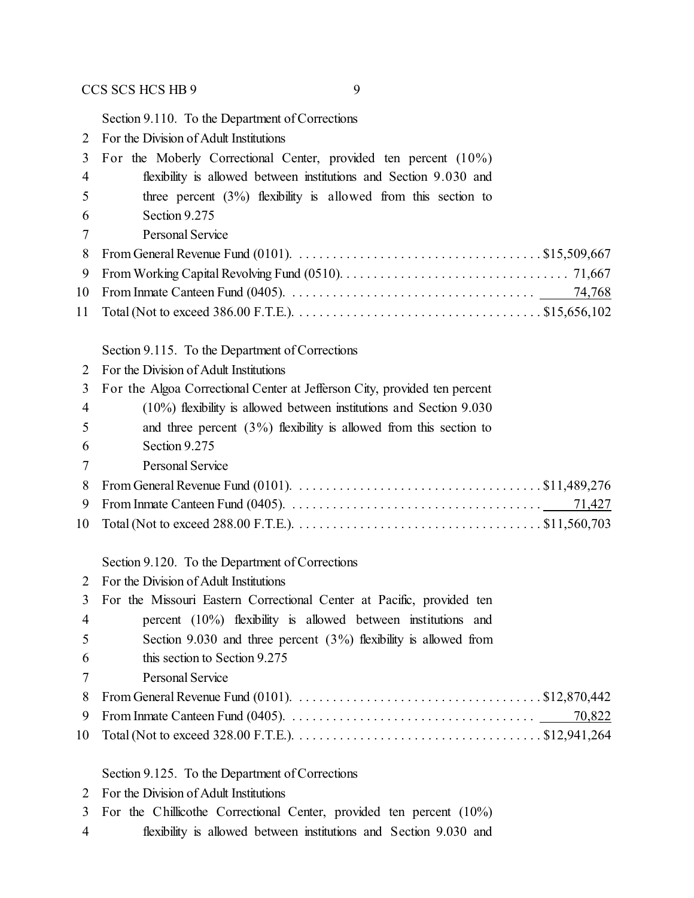Section 9.110. To the Department of Corrections
2 For the Division of Adult Institutions
3 For the Moberly Correctional Center, provided ten percent (10%)
4 flexibility is allowed between institutions and Section 9.030 and
5 three percent (3%) flexibility is allowed from this section to
6 Section 9.275
7 Personal Service
8 From General Revenue Fund (0101). . . . . . . . . . . . . . . . . . . . . . . . . . . . . . . . . . . . $15,509,667
9 From Working Capital Revolving Fund (0510). . . . . . . . . . . . . . . . . . . . . . . . . . . . . . . . . 71,667
10 From Inmate Canteen Fund (0405). . . . . . . . . . . . . . . . . . . . . . . . . . . . . . . . . . . 74,768
11 Total (Not to exceed 386.00 F.T.E.). . . . . . . . . . . . . . . . . . . . . . . . . . . . . . . . . . . . $15,656,102

Section 9.115. To the Department of Corrections
2 For the Division of Adult Institutions
3 For the Algoa Correctional Center at Jefferson City, provided ten percent
4 (10%) flexibility is allowed between institutions and Section 9.030
5 and three percent (3%) flexibility is allowed from this section to
6 Section 9.275
7 Personal Service
8 From General Revenue Fund (0101). . . . . . . . . . . . . . . . . . . . . . . . . . . . . . . . . . . . $11,489,276
9 From Inmate Canteen Fund (0405). . . . . . . . . . . . . . . . . . . . . . . . . . . . . . . . . . . . 71,427
10 Total (Not to exceed 288.00 F.T.E.). . . . . . . . . . . . . . . . . . . . . . . . . . . . . . . . . . . . $11,560,703

Section 9.120. To the Department of Corrections
2 For the Division of Adult Institutions
3 For the Missouri Eastern Correctional Center at Pacific, provided ten
4 percent (10%) flexibility is allowed between institutions and
5 Section 9.030 and three percent (3%) flexibility is allowed from
6 this section to Section 9.275
7 Personal Service
8 From General Revenue Fund (0101). . . . . . . . . . . . . . . . . . . . . . . . . . . . . . . . . . . . $12,870,442
9 From Inmate Canteen Fund (0405). . . . . . . . . . . . . . . . . . . . . . . . . . . . . . . . . . . 70,822
10 Total (Not to exceed 328.00 F.T.E.). . . . . . . . . . . . . . . . . . . . . . . . . . . . . . . . . . . . $12,941,264

Section 9.125. To the Department of Corrections
2 For the Division of Adult Institutions
3 For the Chillicothe Correctional Center, provided ten percent (10%)
4 flexibility is allowed between institutions and Section 9.030 and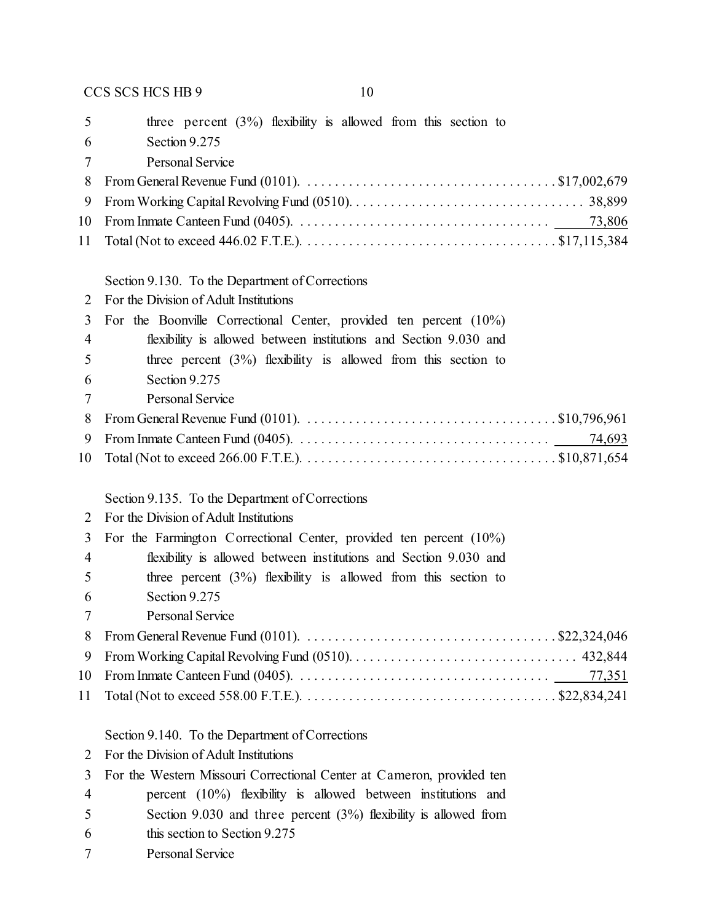three percent (3%) flexibility is allowed from this section to Section 9.275

Personal Service

| | |
|---|---:|
| From General Revenue Fund (0101) | $17,002,679 |
| From Working Capital Revolving Fund (0510) | 38,899 |
| From Inmate Canteen Fund (0405) | 73,806 |
| Total (Not to exceed 446.02 F.T.E.) | $17,115,384 |

Section 9.130. To the Department of Corrections

For the Division of Adult Institutions

For the Boonville Correctional Center, provided ten percent (10%) flexibility is allowed between institutions and Section 9.030 and three percent (3%) flexibility is allowed from this section to Section 9.275

Personal Service

| | |
|---|---:|
| From General Revenue Fund (0101) | $10,796,961 |
| From Inmate Canteen Fund (0405) | 74,693 |
| Total (Not to exceed 266.00 F.T.E.) | $10,871,654 |

Section 9.135. To the Department of Corrections

For the Division of Adult Institutions

For the Farmington Correctional Center, provided ten percent (10%) flexibility is allowed between institutions and Section 9.030 and three percent (3%) flexibility is allowed from this section to Section 9.275

Personal Service

| | |
|---|---:|
| From General Revenue Fund (0101) | $22,324,046 |
| From Working Capital Revolving Fund (0510) | 432,844 |
| From Inmate Canteen Fund (0405) | 77,351 |
| Total (Not to exceed 558.00 F.T.E.) | $22,834,241 |

Section 9.140. To the Department of Corrections

For the Division of Adult Institutions

For the Western Missouri Correctional Center at Cameron, provided ten percent (10%) flexibility is allowed between institutions and Section 9.030 and three percent (3%) flexibility is allowed from this section to Section 9.275

Personal Service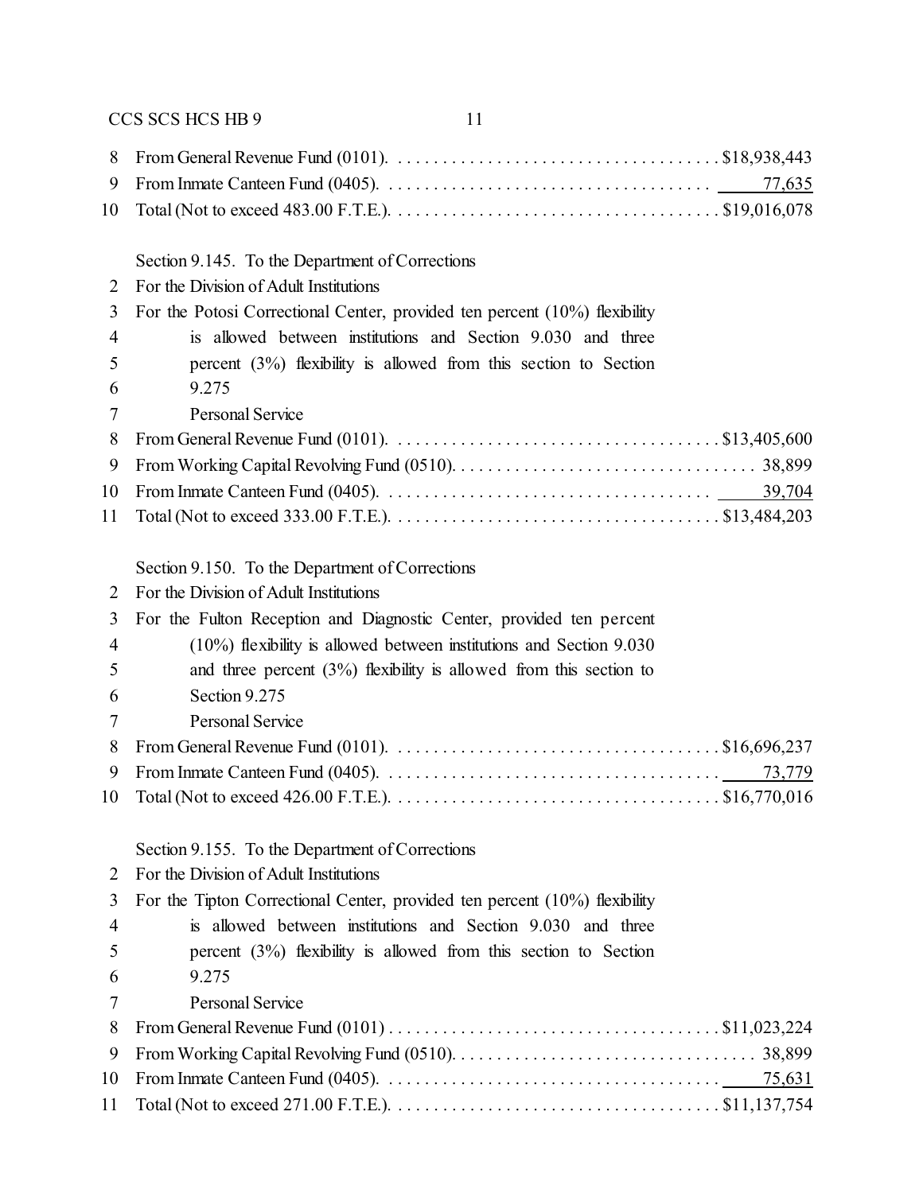8 From General Revenue Fund (0101). . . . . . . . . . . . . . . . . . . . . . . . . . . . . . . . . . . . $18,938,443
9 From Inmate Canteen Fund (0405). . . . . . . . . . . . . . . . . . . . . . . . . . . . . . . . . . . . 77,635
10 Total (Not to exceed 483.00 F.T.E.). . . . . . . . . . . . . . . . . . . . . . . . . . . . . . . . . . . . $19,016,078

Section 9.145. To the Department of Corrections
2 For the Division of Adult Institutions
3 For the Potosi Correctional Center, provided ten percent (10%) flexibility
4 is allowed between institutions and Section 9.030 and three
5 percent (3%) flexibility is allowed from this section to Section
6 9.275
7 Personal Service
8 From General Revenue Fund (0101). . . . . . . . . . . . . . . . . . . . . . . . . . . . . . . . . . . . $13,405,600
9 From Working Capital Revolving Fund (0510). . . . . . . . . . . . . . . . . . . . . . . . . . . . . . . . . 38,899
10 From Inmate Canteen Fund (0405). . . . . . . . . . . . . . . . . . . . . . . . . . . . . . . . . . . . 39,704
11 Total (Not to exceed 333.00 F.T.E.). . . . . . . . . . . . . . . . . . . . . . . . . . . . . . . . . . . . . $13,484,203

Section 9.150. To the Department of Corrections
2 For the Division of Adult Institutions
3 For the Fulton Reception and Diagnostic Center, provided ten percent
4 (10%) flexibility is allowed between institutions and Section 9.030
5 and three percent (3%) flexibility is allowed from this section to
6 Section 9.275
7 Personal Service
8 From General Revenue Fund (0101). . . . . . . . . . . . . . . . . . . . . . . . . . . . . . . . . . . . $16,696,237
9 From Inmate Canteen Fund (0405). . . . . . . . . . . . . . . . . . . . . . . . . . . . . . . . . . . . . 73,779
10 Total (Not to exceed 426.00 F.T.E.). . . . . . . . . . . . . . . . . . . . . . . . . . . . . . . . . . . . . $16,770,016

Section 9.155. To the Department of Corrections
2 For the Division of Adult Institutions
3 For the Tipton Correctional Center, provided ten percent (10%) flexibility
4 is allowed between institutions and Section 9.030 and three
5 percent (3%) flexibility is allowed from this section to Section
6 9.275
7 Personal Service
8 From General Revenue Fund (0101) . . . . . . . . . . . . . . . . . . . . . . . . . . . . . . . . . . . . $11,023,224
9 From Working Capital Revolving Fund (0510). . . . . . . . . . . . . . . . . . . . . . . . . . . . . . . . . 38,899
10 From Inmate Canteen Fund (0405). . . . . . . . . . . . . . . . . . . . . . . . . . . . . . . . . . . . . 75,631
11 Total (Not to exceed 271.00 F.T.E.). . . . . . . . . . . . . . . . . . . . . . . . . . . . . . . . . . . . . $11,137,754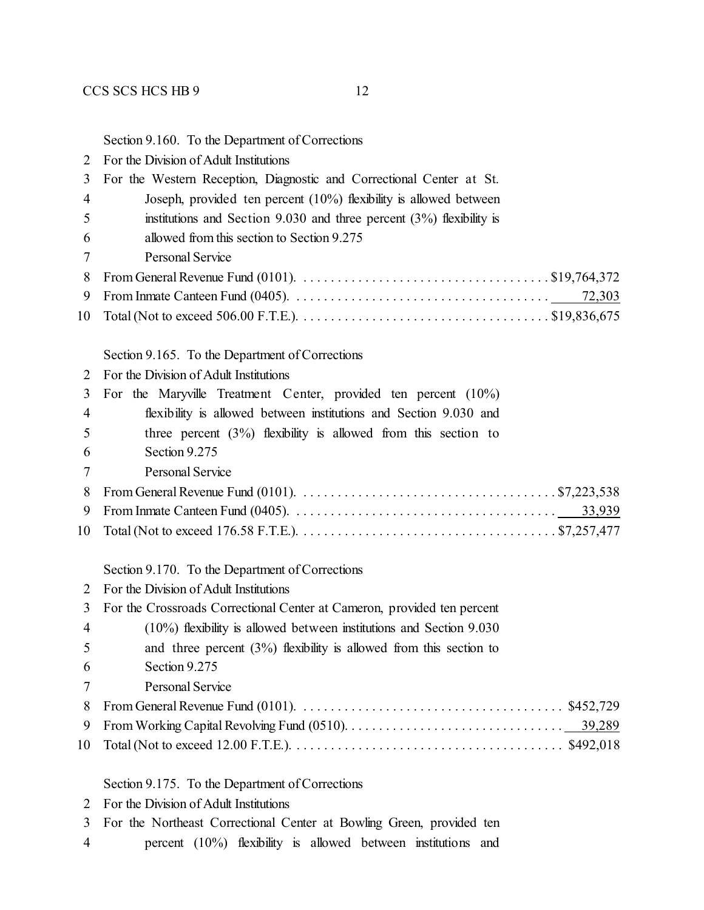Section 9.160. To the Department of Corrections
2 For the Division of Adult Institutions
3 For the Western Reception, Diagnostic and Correctional Center at St.
4 Joseph, provided ten percent (10%) flexibility is allowed between
5 institutions and Section 9.030 and three percent (3%) flexibility is
6 allowed from this section to Section 9.275
7 Personal Service
8 From General Revenue Fund (0101). . . . . . . . . . . . . . . . . . . . . . . . . . . . . . . . . . . . . $19,764,372
9 From Inmate Canteen Fund (0405). . . . . . . . . . . . . . . . . . . . . . . . . . . . . . . . . . . . . 72,303
10 Total (Not to exceed 506.00 F.T.E.). . . . . . . . . . . . . . . . . . . . . . . . . . . . . . . . . . . . $19,836,675

Section 9.165. To the Department of Corrections
2 For the Division of Adult Institutions
3 For the Maryville Treatment Center, provided ten percent (10%)
4 flexibility is allowed between institutions and Section 9.030 and
5 three percent (3%) flexibility is allowed from this section to
6 Section 9.275
7 Personal Service
8 From General Revenue Fund (0101). . . . . . . . . . . . . . . . . . . . . . . . . . . . . . . . . . . . . $7,223,538
9 From Inmate Canteen Fund (0405). . . . . . . . . . . . . . . . . . . . . . . . . . . . . . . . . . . . . 33,939
10 Total (Not to exceed 176.58 F.T.E.). . . . . . . . . . . . . . . . . . . . . . . . . . . . . . . . . . . . $7,257,477

Section 9.170. To the Department of Corrections
2 For the Division of Adult Institutions
3 For the Crossroads Correctional Center at Cameron, provided ten percent
4 (10%) flexibility is allowed between institutions and Section 9.030
5 and three percent (3%) flexibility is allowed from this section to
6 Section 9.275
7 Personal Service
8 From General Revenue Fund (0101). . . . . . . . . . . . . . . . . . . . . . . . . . . . . . . . . . . . . $452,729
9 From Working Capital Revolving Fund (0510). . . . . . . . . . . . . . . . . . . . . . . . . . . . . . . 39,289
10 Total (Not to exceed 12.00 F.T.E.). . . . . . . . . . . . . . . . . . . . . . . . . . . . . . . . . . . . . $492,018

Section 9.175. To the Department of Corrections
2 For the Division of Adult Institutions
3 For the Northeast Correctional Center at Bowling Green, provided ten
4 percent (10%) flexibility is allowed between institutions and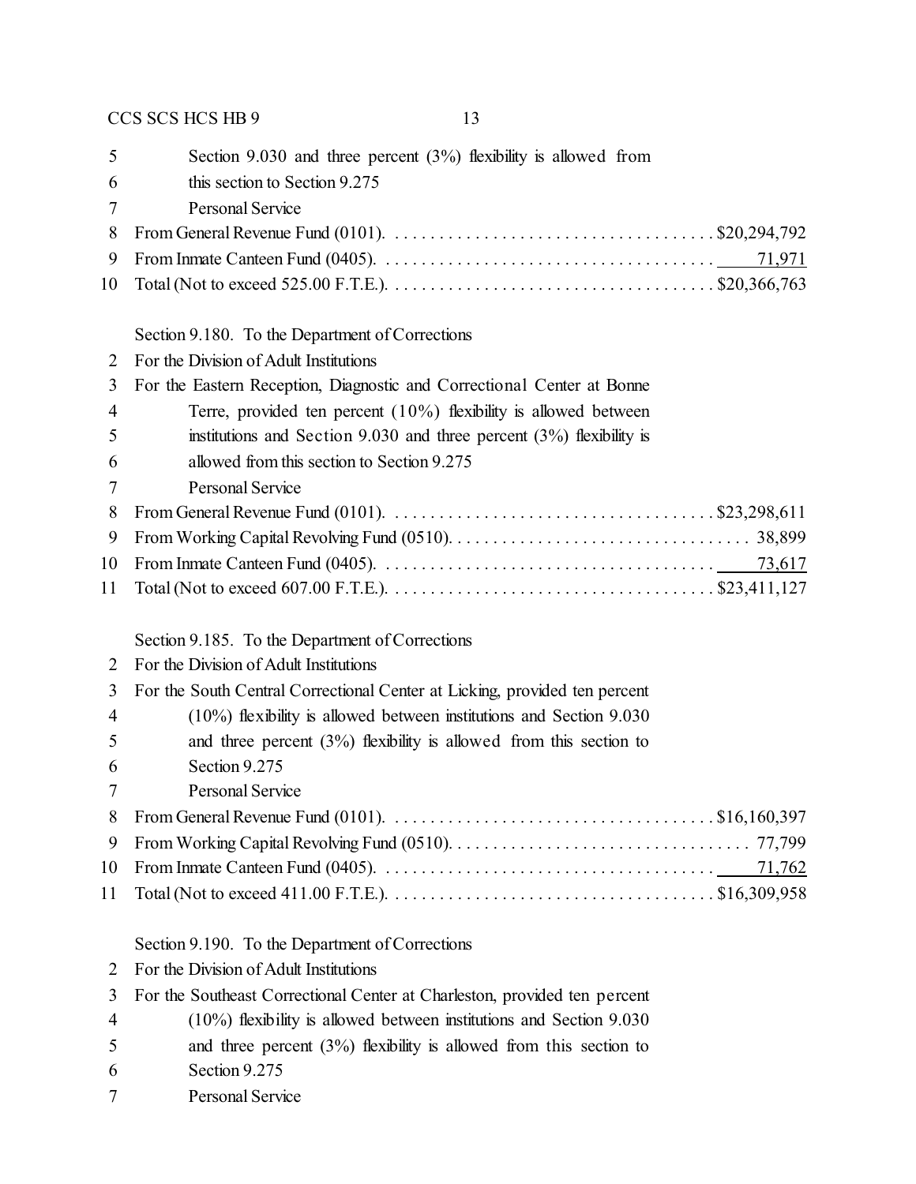5 Section 9.030 and three percent (3%) flexibility is allowed from
6 this section to Section 9.275
7 Personal Service
8 From General Revenue Fund (0101). . . . . . . . . . . . . . . . . . . . . . . . . . . . . . . . . . . . . $20,294,792
9 From Inmate Canteen Fund (0405). . . . . . . . . . . . . . . . . . . . . . . . . . . . . . . . . . . . . 71,971
10 Total (Not to exceed 525.00 F.T.E.). . . . . . . . . . . . . . . . . . . . . . . . . . . . . . . . . . . . $20,366,763

Section 9.180. To the Department of Corrections
2 For the Division of Adult Institutions
3 For the Eastern Reception, Diagnostic and Correctional Center at Bonne
4 Terre, provided ten percent (10%) flexibility is allowed between
5 institutions and Section 9.030 and three percent (3%) flexibility is
6 allowed from this section to Section 9.275
7 Personal Service
8 From General Revenue Fund (0101). . . . . . . . . . . . . . . . . . . . . . . . . . . . . . . . . . . . . $23,298,611
9 From Working Capital Revolving Fund (0510). . . . . . . . . . . . . . . . . . . . . . . . . . . . . . . . . 38,899
10 From Inmate Canteen Fund (0405). . . . . . . . . . . . . . . . . . . . . . . . . . . . . . . . . . . . . 73,617
11 Total (Not to exceed 607.00 F.T.E.). . . . . . . . . . . . . . . . . . . . . . . . . . . . . . . . . . . . $23,411,127

Section 9.185. To the Department of Corrections
2 For the Division of Adult Institutions
3 For the South Central Correctional Center at Licking, provided ten percent
4 (10%) flexibility is allowed between institutions and Section 9.030
5 and three percent (3%) flexibility is allowed from this section to
6 Section 9.275
7 Personal Service
8 From General Revenue Fund (0101). . . . . . . . . . . . . . . . . . . . . . . . . . . . . . . . . . . . . $16,160,397
9 From Working Capital Revolving Fund (0510). . . . . . . . . . . . . . . . . . . . . . . . . . . . . . . . . 77,799
10 From Inmate Canteen Fund (0405). . . . . . . . . . . . . . . . . . . . . . . . . . . . . . . . . . . . . 71,762
11 Total (Not to exceed 411.00 F.T.E.). . . . . . . . . . . . . . . . . . . . . . . . . . . . . . . . . . . . $16,309,958

Section 9.190. To the Department of Corrections
2 For the Division of Adult Institutions
3 For the Southeast Correctional Center at Charleston, provided ten percent
4 (10%) flexibility is allowed between institutions and Section 9.030
5 and three percent (3%) flexibility is allowed from this section to
6 Section 9.275
7 Personal Service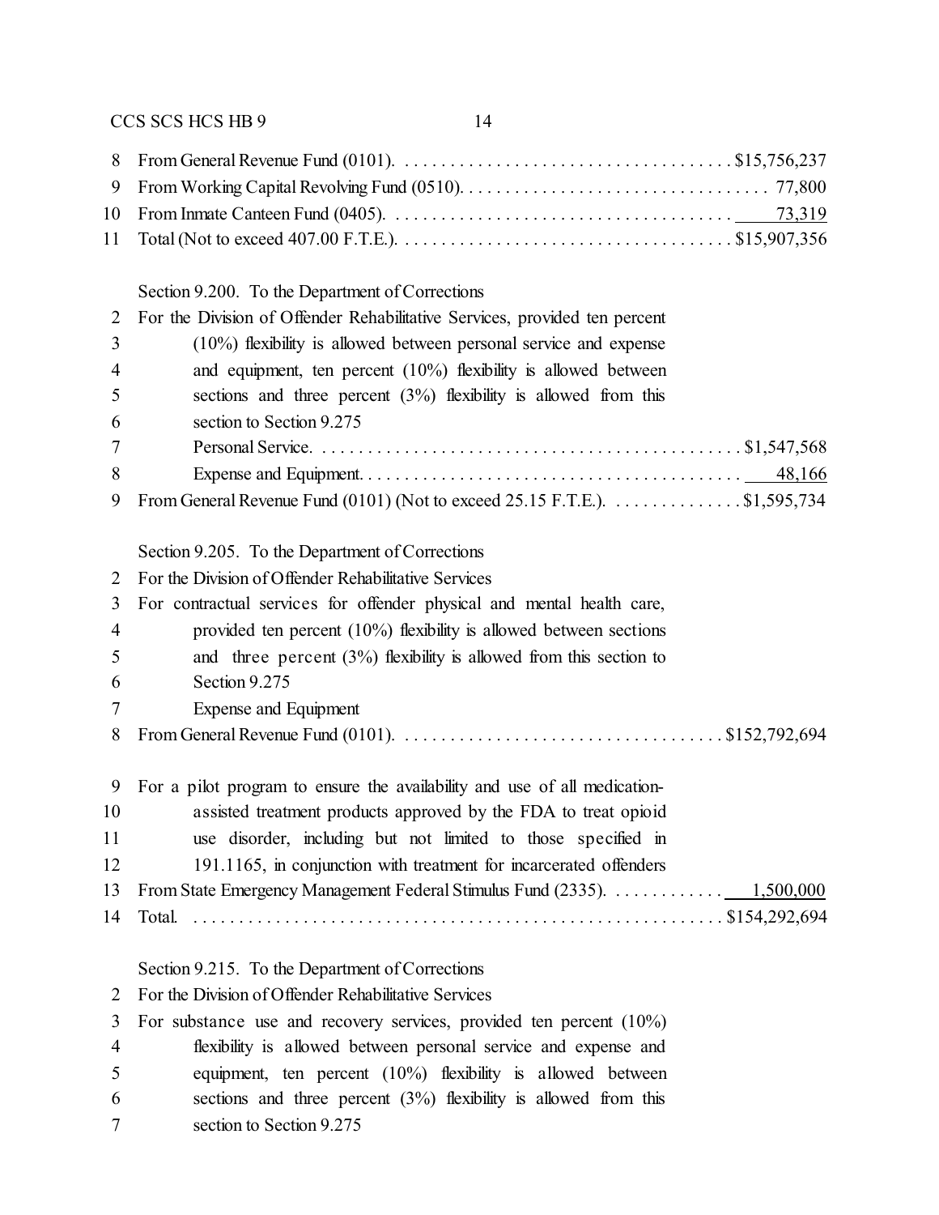| | |
|---|---|
| From General Revenue Fund (0101) | $15,756,237 |
| From Working Capital Revolving Fund (0510) | 77,800 |
| From Inmate Canteen Fund (0405) | 73,319 |
| Total (Not to exceed 407.00 F.T.E.) | $15,907,356 |

Section 9.200. To the Department of Corrections

For the Division of Offender Rehabilitative Services, provided ten percent (10%) flexibility is allowed between personal service and expense and equipment, ten percent (10%) flexibility is allowed between sections and three percent (3%) flexibility is allowed from this section to Section 9.275

| | |
|---|---|
| Personal Service | $1,547,568 |
| Expense and Equipment | 48,166 |
| From General Revenue Fund (0101) (Not to exceed 25.15 F.T.E.) | $1,595,734 |

Section 9.205. To the Department of Corrections

For the Division of Offender Rehabilitative Services

For contractual services for offender physical and mental health care, provided ten percent (10%) flexibility is allowed between sections and three percent (3%) flexibility is allowed from this section to Section 9.275

Expense and Equipment

| | |
|---|---|
| From General Revenue Fund (0101) | $152,792,694 |

For a pilot program to ensure the availability and use of all medication-assisted treatment products approved by the FDA to treat opioid use disorder, including but not limited to those specified in 191.1165, in conjunction with treatment for incarcerated offenders

| | |
|---|---|
| From State Emergency Management Federal Stimulus Fund (2335) | 1,500,000 |
| Total | $154,292,694 |

Section 9.215. To the Department of Corrections

For the Division of Offender Rehabilitative Services

For substance use and recovery services, provided ten percent (10%) flexibility is allowed between personal service and expense and equipment, ten percent (10%) flexibility is allowed between sections and three percent (3%) flexibility is allowed from this section to Section 9.275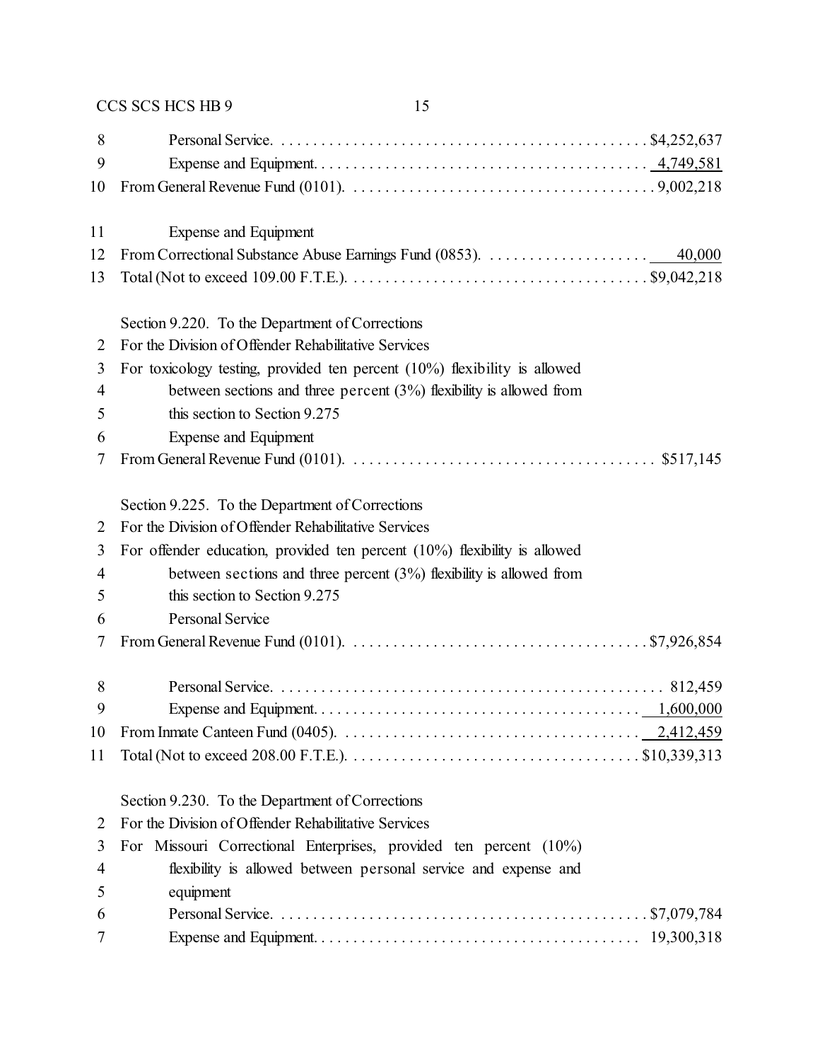8 Personal Service. . . . . . . . . . . . . . . . . . . . . . . . . . . . . . . . . . . . . . . . . . . . . . $4,252,637
9 Expense and Equipment. . . . . . . . . . . . . . . . . . . . . . . . . . . . . . . . . . . . . . . . . 4,749,581
10 From General Revenue Fund (0101). . . . . . . . . . . . . . . . . . . . . . . . . . . . . . . . . . . . . 9,002,218

11 Expense and Equipment
12 From Correctional Substance Abuse Earnings Fund (0853). . . . . . . . . . . . . . . . . . . . 40,000
13 Total (Not to exceed 109.00 F.T.E.). . . . . . . . . . . . . . . . . . . . . . . . . . . . . . . . . . . . . $9,042,218

Section 9.220. To the Department of Corrections
2 For the Division of Offender Rehabilitative Services
3 For toxicology testing, provided ten percent (10%) flexibility is allowed
4 between sections and three percent (3%) flexibility is allowed from
5 this section to Section 9.275
6 Expense and Equipment
7 From General Revenue Fund (0101). . . . . . . . . . . . . . . . . . . . . . . . . . . . . . . . . . . . . . $517,145

Section 9.225. To the Department of Corrections
2 For the Division of Offender Rehabilitative Services
3 For offender education, provided ten percent (10%) flexibility is allowed
4 between sections and three percent (3%) flexibility is allowed from
5 this section to Section 9.275
6 Personal Service
7 From General Revenue Fund (0101). . . . . . . . . . . . . . . . . . . . . . . . . . . . . . . . . . . . . $7,926,854

8 Personal Service. . . . . . . . . . . . . . . . . . . . . . . . . . . . . . . . . . . . . . . . . . . . . . . . 812,459
9 Expense and Equipment. . . . . . . . . . . . . . . . . . . . . . . . . . . . . . . . . . . . . . . . 1,600,000
10 From Inmate Canteen Fund (0405). . . . . . . . . . . . . . . . . . . . . . . . . . . . . . . . . . . . . 2,412,459
11 Total (Not to exceed 208.00 F.T.E.). . . . . . . . . . . . . . . . . . . . . . . . . . . . . . . . . . . . $10,339,313

Section 9.230. To the Department of Corrections
2 For the Division of Offender Rehabilitative Services
3 For Missouri Correctional Enterprises, provided ten percent (10%)
4 flexibility is allowed between personal service and expense and
5 equipment
6 Personal Service. . . . . . . . . . . . . . . . . . . . . . . . . . . . . . . . . . . . . . . . . . . . . . $7,079,784
7 Expense and Equipment. . . . . . . . . . . . . . . . . . . . . . . . . . . . . . . . . . . . . . . . 19,300,318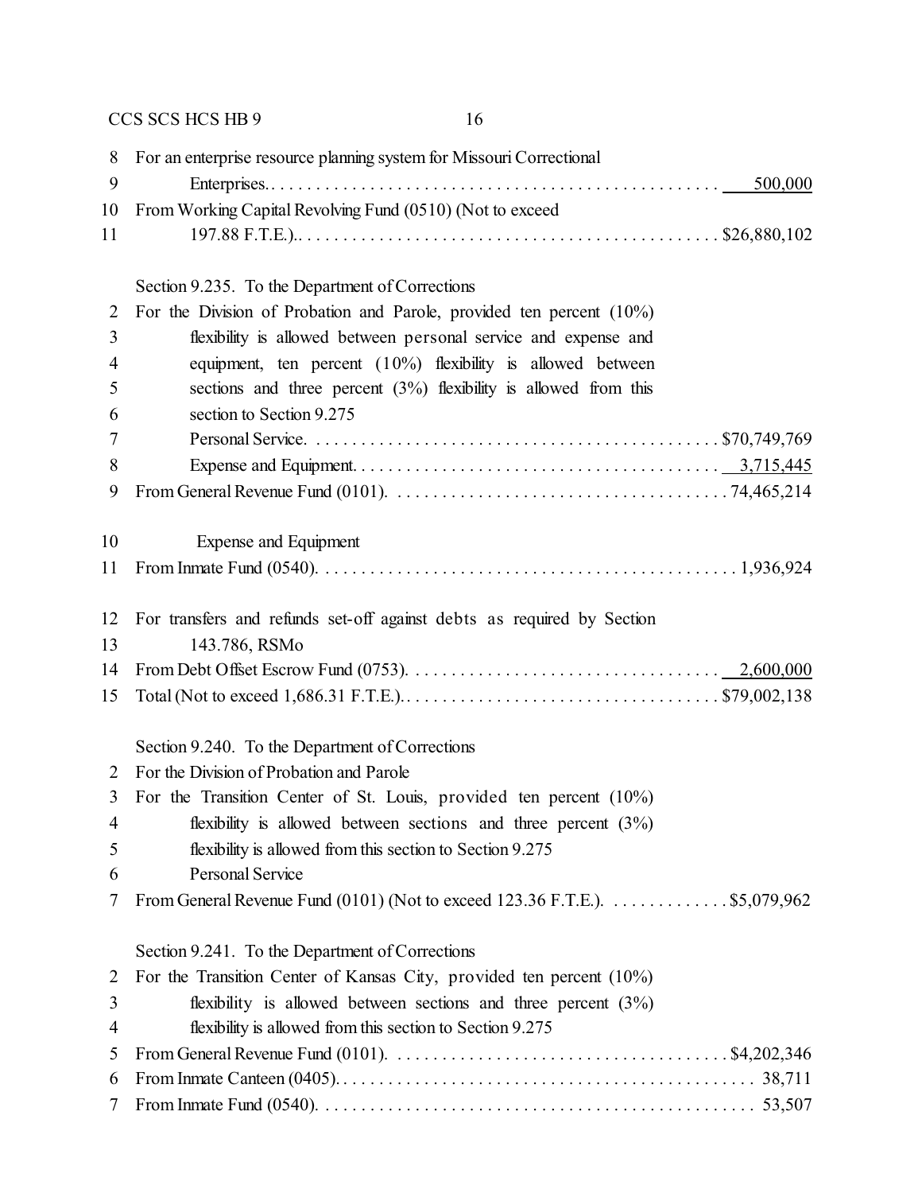For an enterprise resource planning system for Missouri Correctional Enterprises. . . . . . . . . . . . . . . . . . . . . . . . . . . . . . . . . . . . . . . . . . . . . . . . . . 500,000

From Working Capital Revolving Fund (0510) (Not to exceed 197.88 F.T.E.). . . . . . . . . . . . . . . . . . . . . . . . . . . . . . . . . . . . . . . . . . . . . . . $26,880,102

Section 9.235. To the Department of Corrections

For the Division of Probation and Parole, provided ten percent (10%) flexibility is allowed between personal service and expense and equipment, ten percent (10%) flexibility is allowed between sections and three percent (3%) flexibility is allowed from this section to Section 9.275

Personal Service. . . . . . . . . . . . . . . . . . . . . . . . . . . . . . . . . . . . . . . . . . . . $70,749,769

Expense and Equipment. . . . . . . . . . . . . . . . . . . . . . . . . . . . . . . . . . . . . . . . 3,715,445

From General Revenue Fund (0101). . . . . . . . . . . . . . . . . . . . . . . . . . . . . . . . . . . . . 74,465,214

Expense and Equipment

From Inmate Fund (0540). . . . . . . . . . . . . . . . . . . . . . . . . . . . . . . . . . . . . . . . . . . . . . 1,936,924

For transfers and refunds set-off against debts as required by Section 143.786, RSMo

From Debt Offset Escrow Fund (0753). . . . . . . . . . . . . . . . . . . . . . . . . . . . . . . . . . 2,600,000

Total (Not to exceed 1,686.31 F.T.E.). . . . . . . . . . . . . . . . . . . . . . . . . . . . . . . . . . . $79,002,138

Section 9.240. To the Department of Corrections

For the Division of Probation and Parole

For the Transition Center of St. Louis, provided ten percent (10%) flexibility is allowed between sections and three percent (3%) flexibility is allowed from this section to Section 9.275

Personal Service

From General Revenue Fund (0101) (Not to exceed 123.36 F.T.E.). . . . . . . . . . . . . $5,079,962

Section 9.241. To the Department of Corrections

For the Transition Center of Kansas City, provided ten percent (10%) flexibility is allowed between sections and three percent (3%) flexibility is allowed from this section to Section 9.275

From General Revenue Fund (0101). . . . . . . . . . . . . . . . . . . . . . . . . . . . . . . . . . . . . $4,202,346

From Inmate Canteen (0405). . . . . . . . . . . . . . . . . . . . . . . . . . . . . . . . . . . . . . . . . . . . . . 38,711

From Inmate Fund (0540). . . . . . . . . . . . . . . . . . . . . . . . . . . . . . . . . . . . . . . . . . . . . . . . 53,507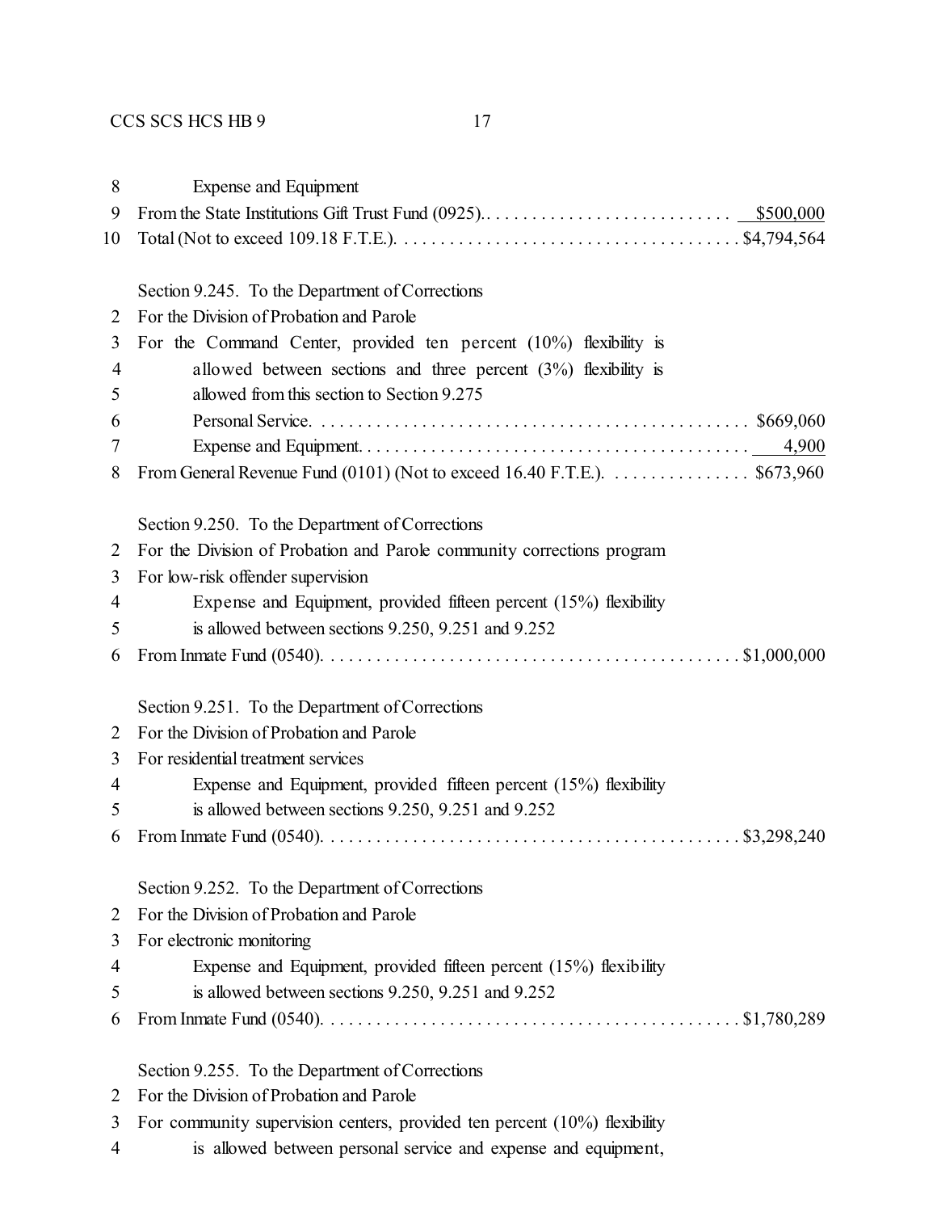Expense and Equipment
From the State Institutions Gift Trust Fund (0925).......................... $500,000
Total (Not to exceed 109.18 F.T.E.)....................................... $4,794,564

Section 9.245. To the Department of Corrections
For the Division of Probation and Parole
For the Command Center, provided ten percent (10%) flexibility is allowed between sections and three percent (3%) flexibility is allowed from this section to Section 9.275
Personal Service............................................... $669,060
Expense and Equipment.......................................... 4,900
From General Revenue Fund (0101) (Not to exceed 16.40 F.T.E.)................ $673,960

Section 9.250. To the Department of Corrections
For the Division of Probation and Parole community corrections program
For low-risk offender supervision
Expense and Equipment, provided fifteen percent (15%) flexibility is allowed between sections 9.250, 9.251 and 9.252
From Inmate Fund (0540)........................................... $1,000,000

Section 9.251. To the Department of Corrections
For the Division of Probation and Parole
For residential treatment services
Expense and Equipment, provided fifteen percent (15%) flexibility is allowed between sections 9.250, 9.251 and 9.252
From Inmate Fund (0540)........................................... $3,298,240

Section 9.252. To the Department of Corrections
For the Division of Probation and Parole
For electronic monitoring
Expense and Equipment, provided fifteen percent (15%) flexibility is allowed between sections 9.250, 9.251 and 9.252
From Inmate Fund (0540)........................................... $1,780,289

Section 9.255. To the Department of Corrections
For the Division of Probation and Parole
For community supervision centers, provided ten percent (10%) flexibility is allowed between personal service and expense and equipment,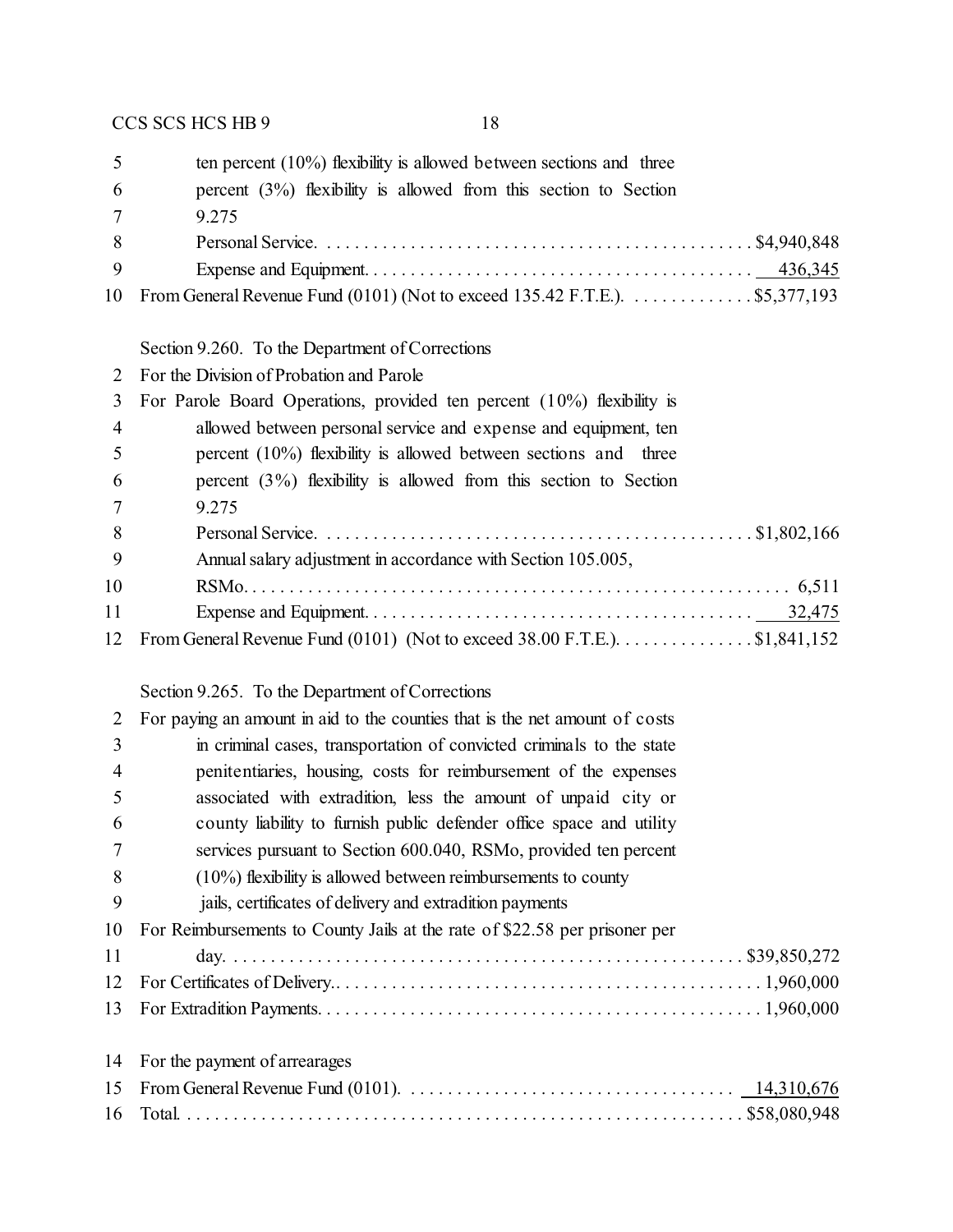ten percent (10%) flexibility is allowed between sections and three percent (3%) flexibility is allowed from this section to Section 9.275

| | |
|---|---|
| Personal Service | $4,940,848 |
| Expense and Equipment | 436,345 |
| From General Revenue Fund (0101) (Not to exceed 135.42 F.T.E.) | $5,377,193 |

Section 9.260. To the Department of Corrections

For the Division of Probation and Parole

For Parole Board Operations, provided ten percent (10%) flexibility is allowed between personal service and expense and equipment, ten percent (10%) flexibility is allowed between sections and three percent (3%) flexibility is allowed from this section to Section 9.275

| | |
|---|---|
| Personal Service | $1,802,166 |
| Annual salary adjustment in accordance with Section 105.005, RSMo | 6,511 |
| Expense and Equipment | 32,475 |
| From General Revenue Fund (0101) (Not to exceed 38.00 F.T.E.) | $1,841,152 |

Section 9.265. To the Department of Corrections

For paying an amount in aid to the counties that is the net amount of costs in criminal cases, transportation of convicted criminals to the state penitentiaries, housing, costs for reimbursement of the expenses associated with extradition, less the amount of unpaid city or county liability to furnish public defender office space and utility services pursuant to Section 600.040, RSMo, provided ten percent (10%) flexibility is allowed between reimbursements to county jails, certificates of delivery and extradition payments

| | |
|---|---|
| For Reimbursements to County Jails at the rate of $22.58 per prisoner per day | $39,850,272 |
| For Certificates of Delivery | 1,960,000 |
| For Extradition Payments | 1,960,000 |
| For the payment of arrearages | |
| From General Revenue Fund (0101) | 14,310,676 |
| Total | $58,080,948 |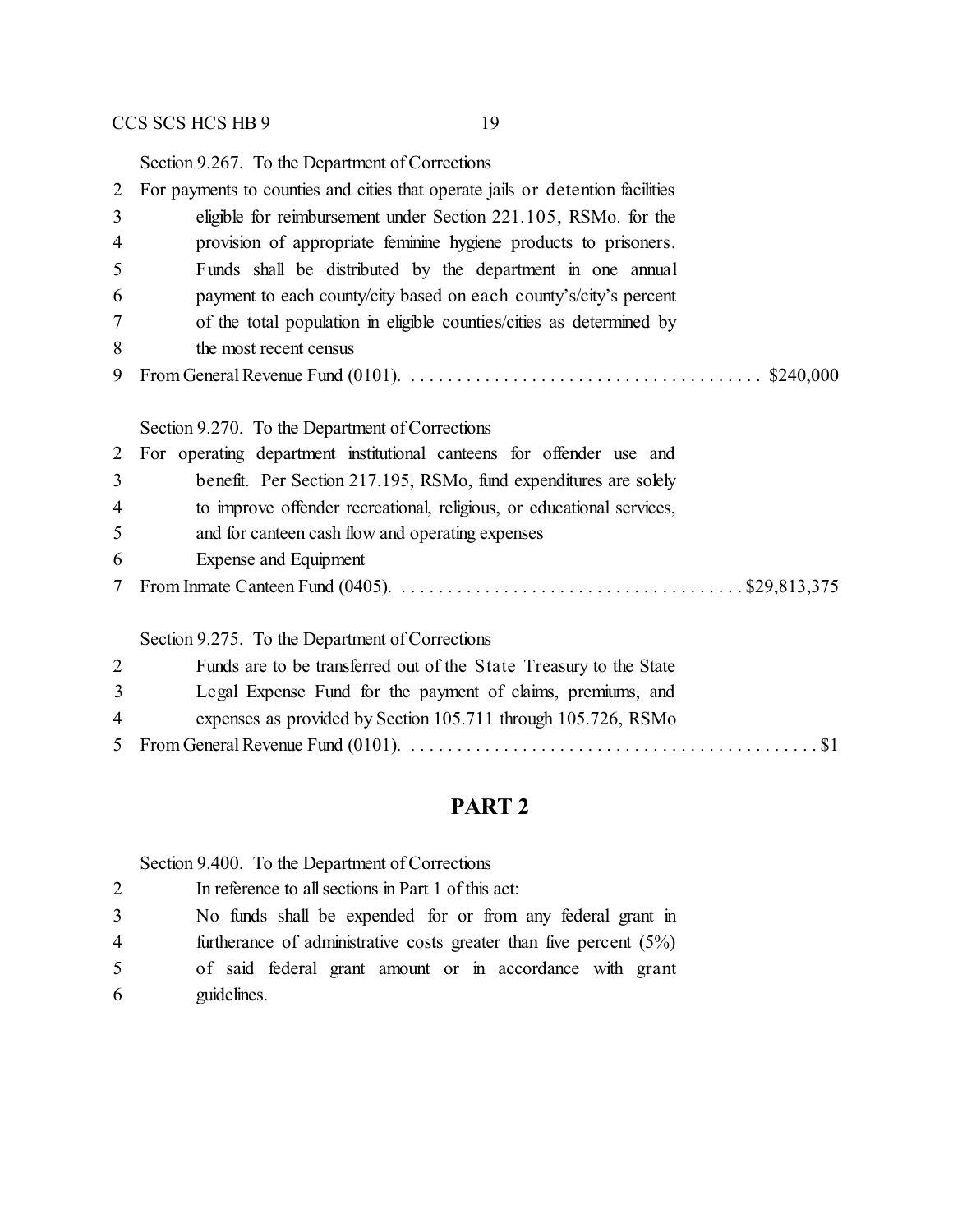Section 9.267. To the Department of Corrections

2 For payments to counties and cities that operate jails or detention facilities
3 eligible for reimbursement under Section 221.105, RSMo. for the
4 provision of appropriate feminine hygiene products to prisoners.
5 Funds shall be distributed by the department in one annual
6 payment to each county/city based on each county's/city's percent
7 of the total population in eligible counties/cities as determined by
8 the most recent census
9 From General Revenue Fund (0101). . . . . . . . . . . . . . . . . . . . . . . . . . . . . . . . . . . . . . . $240,000

Section 9.270. To the Department of Corrections

2 For operating department institutional canteens for offender use and
3 benefit. Per Section 217.195, RSMo, fund expenditures are solely
4 to improve offender recreational, religious, or educational services,
5 and for canteen cash flow and operating expenses
6 Expense and Equipment
7 From Inmate Canteen Fund (0405). . . . . . . . . . . . . . . . . . . . . . . . . . . . . . . . . . . . . $29,813,375

Section 9.275. To the Department of Corrections

2 Funds are to be transferred out of the State Treasury to the State
3 Legal Expense Fund for the payment of claims, premiums, and
4 expenses as provided by Section 105.711 through 105.726, RSMo
5 From General Revenue Fund (0101). . . . . . . . . . . . . . . . . . . . . . . . . . . . . . . . . . . . . . . . . . . . $1

## PART 2

Section 9.400. To the Department of Corrections

2 In reference to all sections in Part 1 of this act:
3 No funds shall be expended for or from any federal grant in
4 furtherance of administrative costs greater than five percent (5%)
5 of said federal grant amount or in accordance with grant
6 guidelines.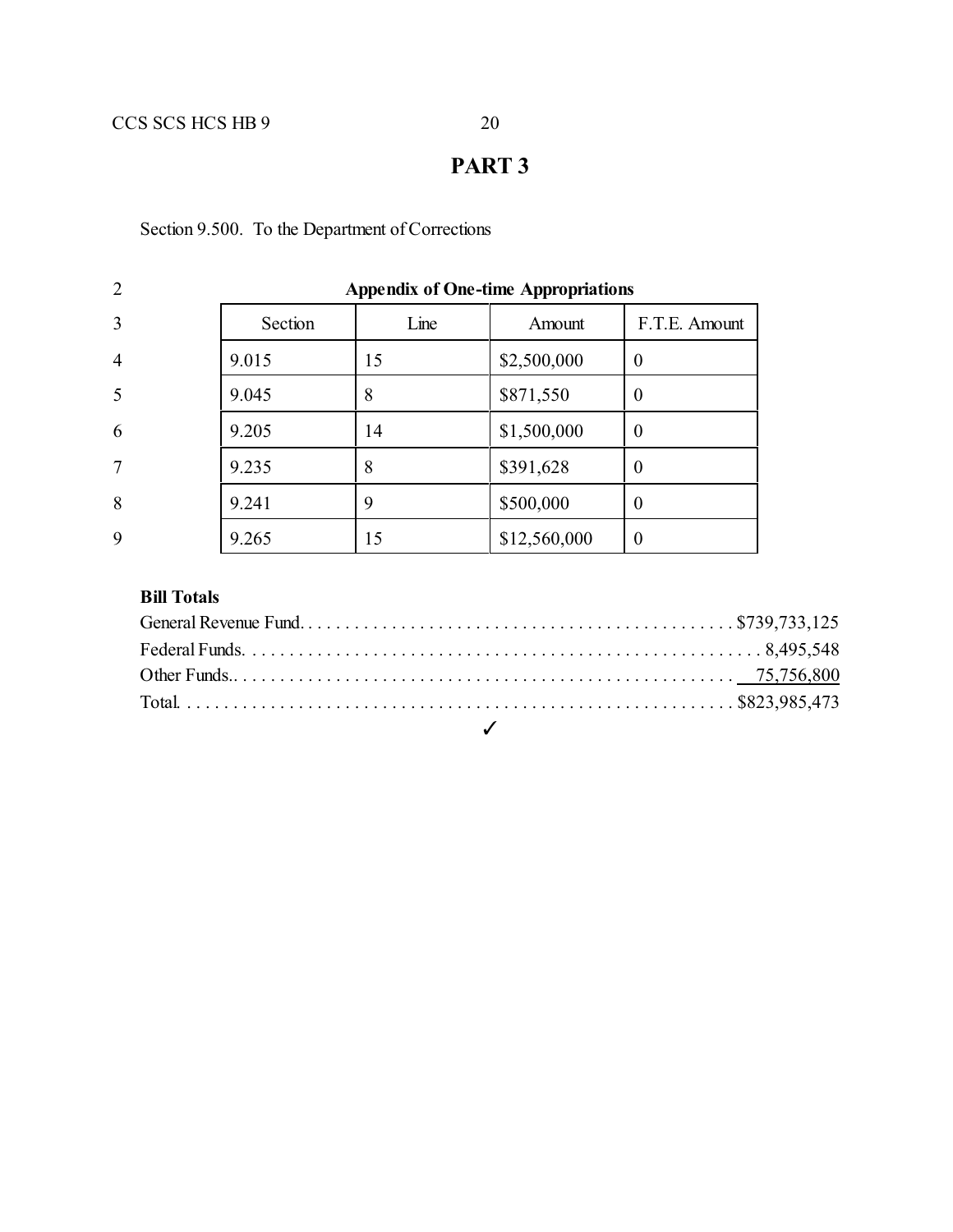## PART 3

Section 9.500. To the Department of Corrections

**Appendix of One-time Appropriations**

| Section | Line | Amount | F.T.E. Amount |
|---|---|---|---|
| 9.015 | 15 | $2,500,000 | 0 |
| 9.045 | 8 | $871,550 | 0 |
| 9.205 | 14 | $1,500,000 | 0 |
| 9.235 | 8 | $391,628 | 0 |
| 9.241 | 9 | $500,000 | 0 |
| 9.265 | 15 | $12,560,000 | 0 |

**Bill Totals**

General Revenue Fund. . . . . . . . . . . . . . . . . . . . . . . . . . . . . . . . . . . . . . . . . . . . . . . $739,733,125
Federal Funds. . . . . . . . . . . . . . . . . . . . . . . . . . . . . . . . . . . . . . . . . . . . . . . . . . . . . 8,495,548
Other Funds.. . . . . . . . . . . . . . . . . . . . . . . . . . . . . . . . . . . . . . . . . . . . . . . . . . . . . 75,756,800
Total. . . . . . . . . . . . . . . . . . . . . . . . . . . . . . . . . . . . . . . . . . . . . . . . . . . . . . . . . . $823,985,473

✓